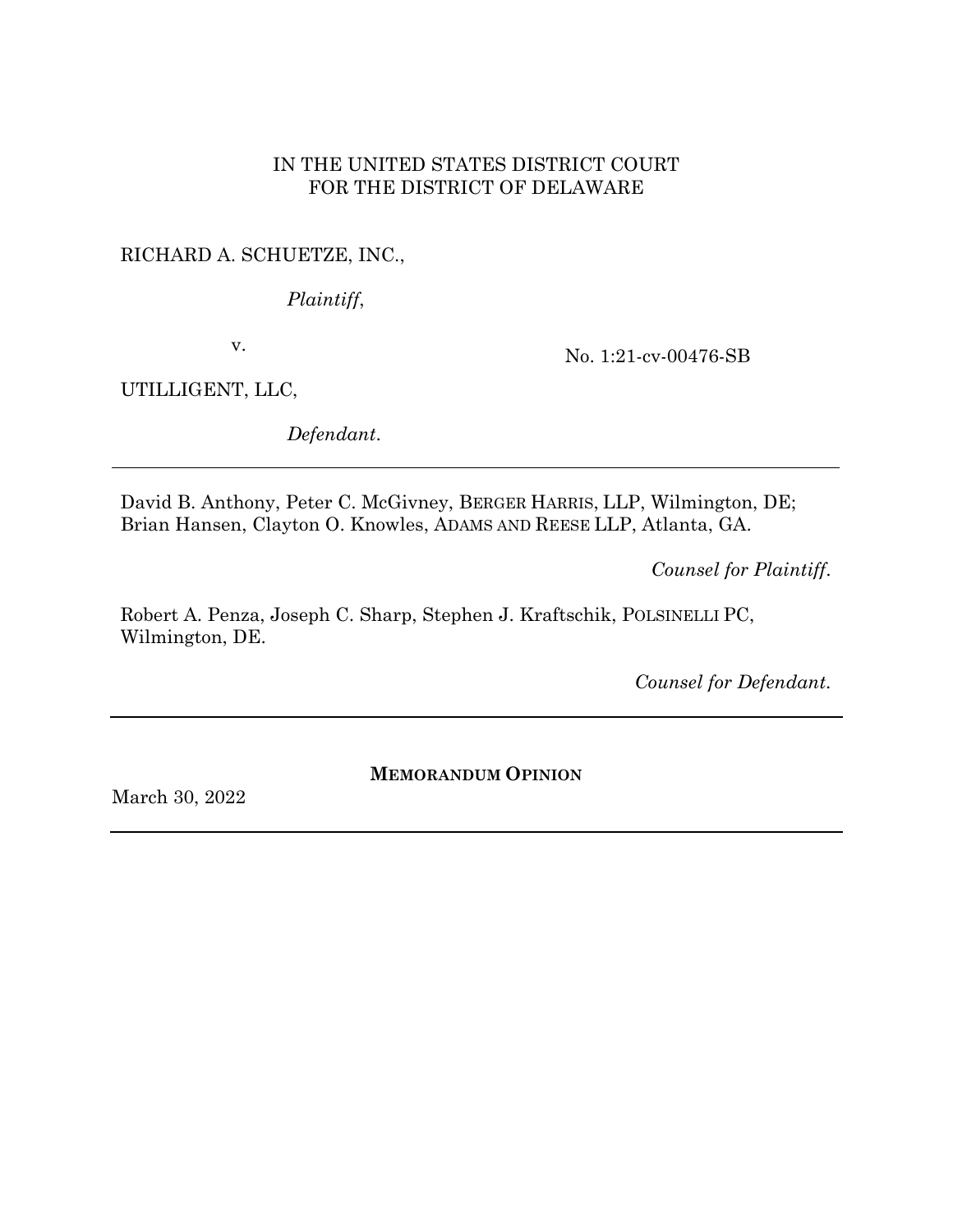IN THE UNITED STATES DISTRICT COURT
FOR THE DISTRICT OF DELAWARE

RICHARD A. SCHUETZE, INC.,

*Plaintiff*,

v.

UTILLIGENT, LLC,

*Defendant*.

No. 1:21-cv-00476-SB

---

David B. Anthony, Peter C. McGivney, BERGER HARRIS, LLP, Wilmington, DE; Brian Hansen, Clayton O. Knowles, ADAMS AND REESE LLP, Atlanta, GA.

*Counsel for Plaintiff*.

Robert A. Penza, Joseph C. Sharp, Stephen J. Kraftschik, POLSINELLI PC, Wilmington, DE.

*Counsel for Defendant*.

---

**MEMORANDUM OPINION**

March 30, 2022

---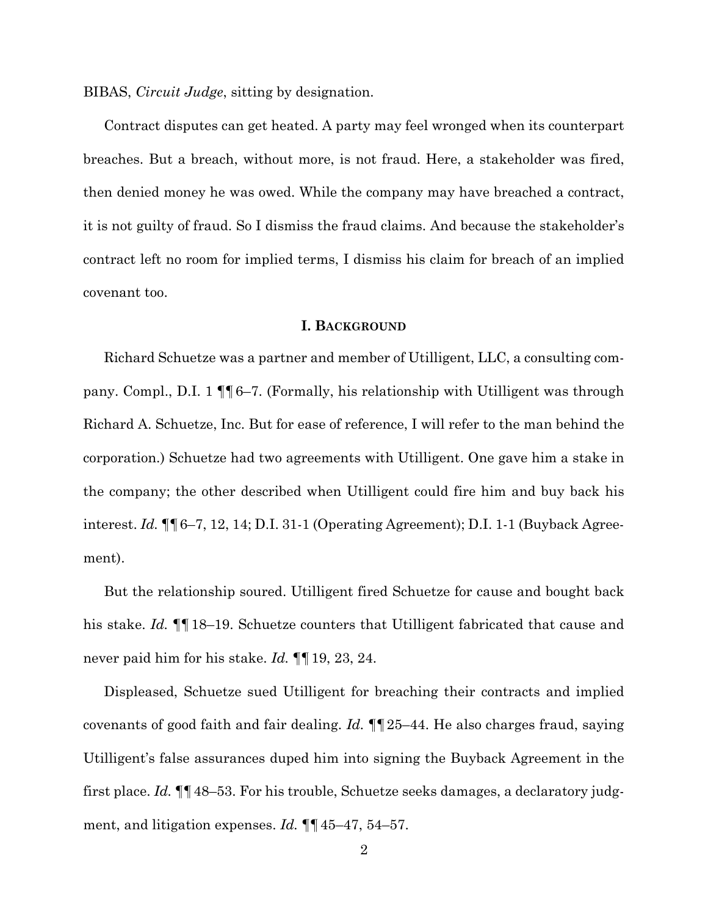BIBAS, *Circuit Judge*, sitting by designation.

Contract disputes can get heated. A party may feel wronged when its counterpart breaches. But a breach, without more, is not fraud. Here, a stakeholder was fired, then denied money he was owed. While the company may have breached a contract, it is not guilty of fraud. So I dismiss the fraud claims. And because the stakeholder's contract left no room for implied terms, I dismiss his claim for breach of an implied covenant too.

## I. BACKGROUND

Richard Schuetze was a partner and member of Utilligent, LLC, a consulting company. Compl., D.I. 1 ¶¶ 6–7. (Formally, his relationship with Utilligent was through Richard A. Schuetze, Inc. But for ease of reference, I will refer to the man behind the corporation.) Schuetze had two agreements with Utilligent. One gave him a stake in the company; the other described when Utilligent could fire him and buy back his interest. *Id.* ¶¶ 6–7, 12, 14; D.I. 31-1 (Operating Agreement); D.I. 1-1 (Buyback Agreement).

But the relationship soured. Utilligent fired Schuetze for cause and bought back his stake. *Id.* ¶¶ 18–19. Schuetze counters that Utilligent fabricated that cause and never paid him for his stake. *Id.* ¶¶ 19, 23, 24.

Displeased, Schuetze sued Utilligent for breaching their contracts and implied covenants of good faith and fair dealing. *Id.* ¶¶ 25–44. He also charges fraud, saying Utilligent's false assurances duped him into signing the Buyback Agreement in the first place. *Id.* ¶¶ 48–53. For his trouble, Schuetze seeks damages, a declaratory judgment, and litigation expenses. *Id.* ¶¶ 45–47, 54–57.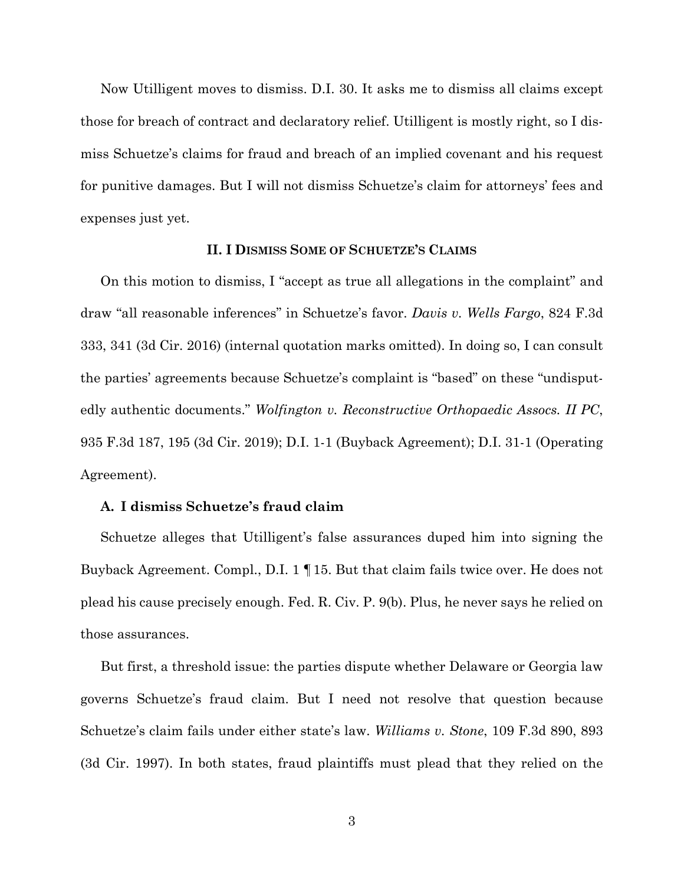Now Utilligent moves to dismiss. D.I. 30. It asks me to dismiss all claims except those for breach of contract and declaratory relief. Utilligent is mostly right, so I dismiss Schuetze's claims for fraud and breach of an implied covenant and his request for punitive damages. But I will not dismiss Schuetze's claim for attorneys' fees and expenses just yet.

## II. I Dismiss Some of Schuetze's Claims

On this motion to dismiss, I "accept as true all allegations in the complaint" and draw "all reasonable inferences" in Schuetze's favor. *Davis v. Wells Fargo*, 824 F.3d 333, 341 (3d Cir. 2016) (internal quotation marks omitted). In doing so, I can consult the parties' agreements because Schuetze's complaint is "based" on these "undisputedly authentic documents." *Wolfington v. Reconstructive Orthopaedic Assocs. II PC*, 935 F.3d 187, 195 (3d Cir. 2019); D.I. 1-1 (Buyback Agreement); D.I. 31-1 (Operating Agreement).

### A. I dismiss Schuetze's fraud claim

Schuetze alleges that Utilligent's false assurances duped him into signing the Buyback Agreement. Compl., D.I. 1 ¶ 15. But that claim fails twice over. He does not plead his cause precisely enough. Fed. R. Civ. P. 9(b). Plus, he never says he relied on those assurances.

But first, a threshold issue: the parties dispute whether Delaware or Georgia law governs Schuetze's fraud claim. But I need not resolve that question because Schuetze's claim fails under either state's law. *Williams v. Stone*, 109 F.3d 890, 893 (3d Cir. 1997). In both states, fraud plaintiffs must plead that they relied on the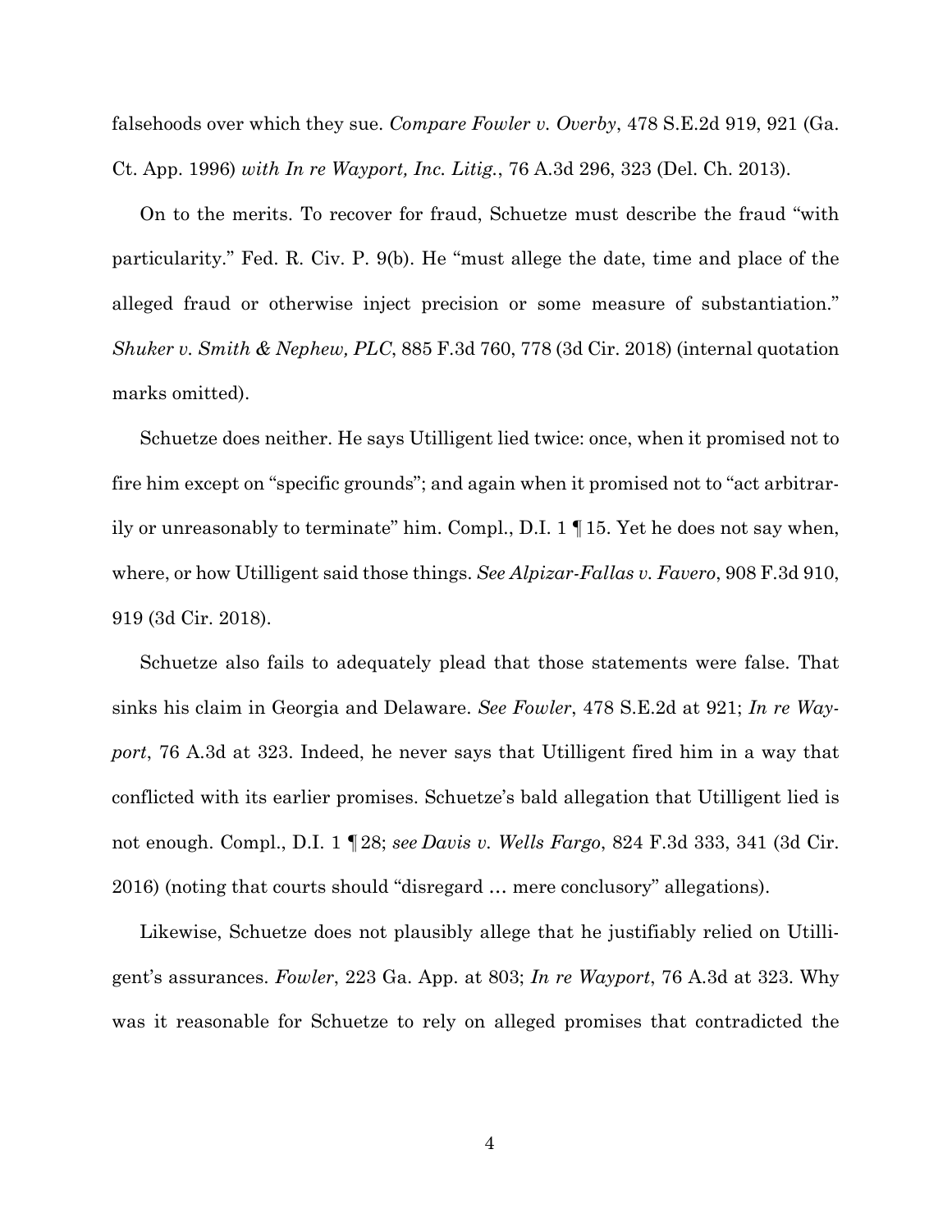falsehoods over which they sue. *Compare Fowler v. Overby*, 478 S.E.2d 919, 921 (Ga. Ct. App. 1996) *with In re Wayport, Inc. Litig.*, 76 A.3d 296, 323 (Del. Ch. 2013).

On to the merits. To recover for fraud, Schuetze must describe the fraud "with particularity." Fed. R. Civ. P. 9(b). He "must allege the date, time and place of the alleged fraud or otherwise inject precision or some measure of substantiation." *Shuker v. Smith & Nephew, PLC*, 885 F.3d 760, 778 (3d Cir. 2018) (internal quotation marks omitted).

Schuetze does neither. He says Utilligent lied twice: once, when it promised not to fire him except on "specific grounds"; and again when it promised not to "act arbitrarily or unreasonably to terminate" him. Compl., D.I. 1 ¶ 15. Yet he does not say when, where, or how Utilligent said those things. *See Alpizar-Fallas v. Favero*, 908 F.3d 910, 919 (3d Cir. 2018).

Schuetze also fails to adequately plead that those statements were false. That sinks his claim in Georgia and Delaware. *See Fowler*, 478 S.E.2d at 921; *In re Wayport*, 76 A.3d at 323. Indeed, he never says that Utilligent fired him in a way that conflicted with its earlier promises. Schuetze's bald allegation that Utilligent lied is not enough. Compl., D.I. 1 ¶ 28; *see Davis v. Wells Fargo*, 824 F.3d 333, 341 (3d Cir. 2016) (noting that courts should "disregard … mere conclusory" allegations).

Likewise, Schuetze does not plausibly allege that he justifiably relied on Utilligent's assurances. *Fowler*, 223 Ga. App. at 803; *In re Wayport*, 76 A.3d at 323. Why was it reasonable for Schuetze to rely on alleged promises that contradicted the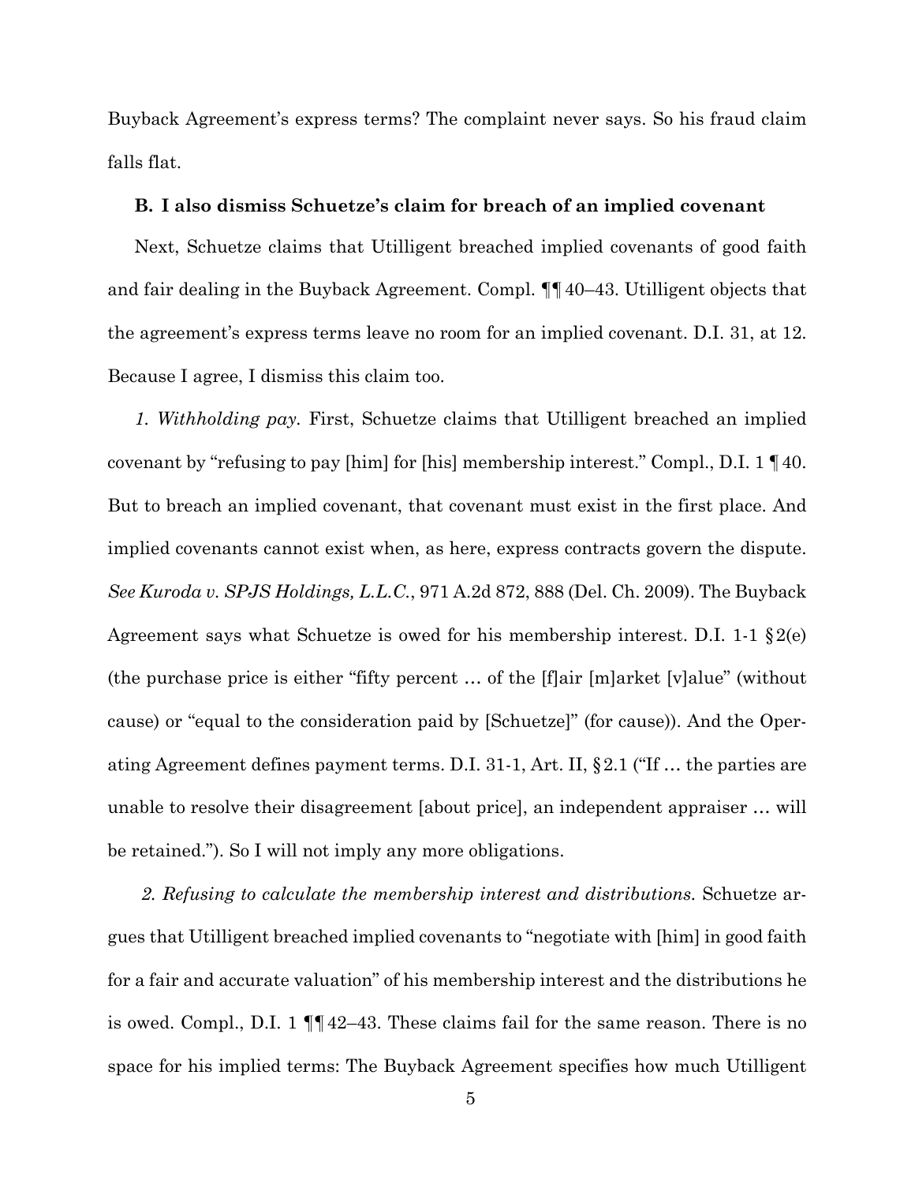Buyback Agreement's express terms? The complaint never says. So his fraud claim falls flat.

**B. I also dismiss Schuetze's claim for breach of an implied covenant**

Next, Schuetze claims that Utilligent breached implied covenants of good faith and fair dealing in the Buyback Agreement. Compl. ¶¶ 40–43. Utilligent objects that the agreement's express terms leave no room for an implied covenant. D.I. 31, at 12. Because I agree, I dismiss this claim too.

*1. Withholding pay.* First, Schuetze claims that Utilligent breached an implied covenant by "refusing to pay [him] for [his] membership interest." Compl., D.I. 1 ¶ 40. But to breach an implied covenant, that covenant must exist in the first place. And implied covenants cannot exist when, as here, express contracts govern the dispute. *See Kuroda v. SPJS Holdings, L.L.C.*, 971 A.2d 872, 888 (Del. Ch. 2009). The Buyback Agreement says what Schuetze is owed for his membership interest. D.I. 1-1 § 2(e) (the purchase price is either "fifty percent … of the [f]air [m]arket [v]alue" (without cause) or "equal to the consideration paid by [Schuetze]" (for cause)). And the Operating Agreement defines payment terms. D.I. 31-1, Art. II, § 2.1 ("If … the parties are unable to resolve their disagreement [about price], an independent appraiser … will be retained."). So I will not imply any more obligations.

*2. Refusing to calculate the membership interest and distributions.* Schuetze argues that Utilligent breached implied covenants to "negotiate with [him] in good faith for a fair and accurate valuation" of his membership interest and the distributions he is owed. Compl., D.I. 1 ¶¶ 42–43. These claims fail for the same reason. There is no space for his implied terms: The Buyback Agreement specifies how much Utilligent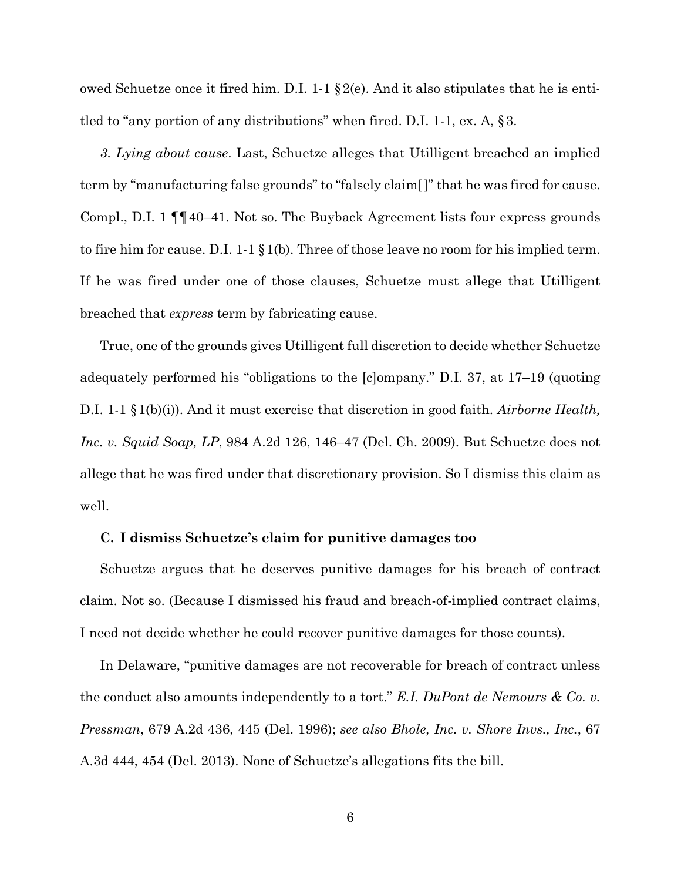owed Schuetze once it fired him. D.I. 1-1 §2(e). And it also stipulates that he is entitled to "any portion of any distributions" when fired. D.I. 1-1, ex. A, §3.

*3. Lying about cause*. Last, Schuetze alleges that Utilligent breached an implied term by "manufacturing false grounds" to "falsely claim[]" that he was fired for cause. Compl., D.I. 1 ¶¶40–41. Not so. The Buyback Agreement lists four express grounds to fire him for cause. D.I. 1-1 §1(b). Three of those leave no room for his implied term. If he was fired under one of those clauses, Schuetze must allege that Utilligent breached that *express* term by fabricating cause.

True, one of the grounds gives Utilligent full discretion to decide whether Schuetze adequately performed his "obligations to the [c]ompany." D.I. 37, at 17–19 (quoting D.I. 1-1 §1(b)(i)). And it must exercise that discretion in good faith. *Airborne Health, Inc. v. Squid Soap, LP*, 984 A.2d 126, 146–47 (Del. Ch. 2009). But Schuetze does not allege that he was fired under that discretionary provision. So I dismiss this claim as well.

### C. I dismiss Schuetze's claim for punitive damages too

Schuetze argues that he deserves punitive damages for his breach of contract claim. Not so. (Because I dismissed his fraud and breach-of-implied contract claims, I need not decide whether he could recover punitive damages for those counts).

In Delaware, "punitive damages are not recoverable for breach of contract unless the conduct also amounts independently to a tort." *E.I. DuPont de Nemours & Co. v. Pressman*, 679 A.2d 436, 445 (Del. 1996); *see also Bhole, Inc. v. Shore Invs., Inc.*, 67 A.3d 444, 454 (Del. 2013). None of Schuetze's allegations fits the bill.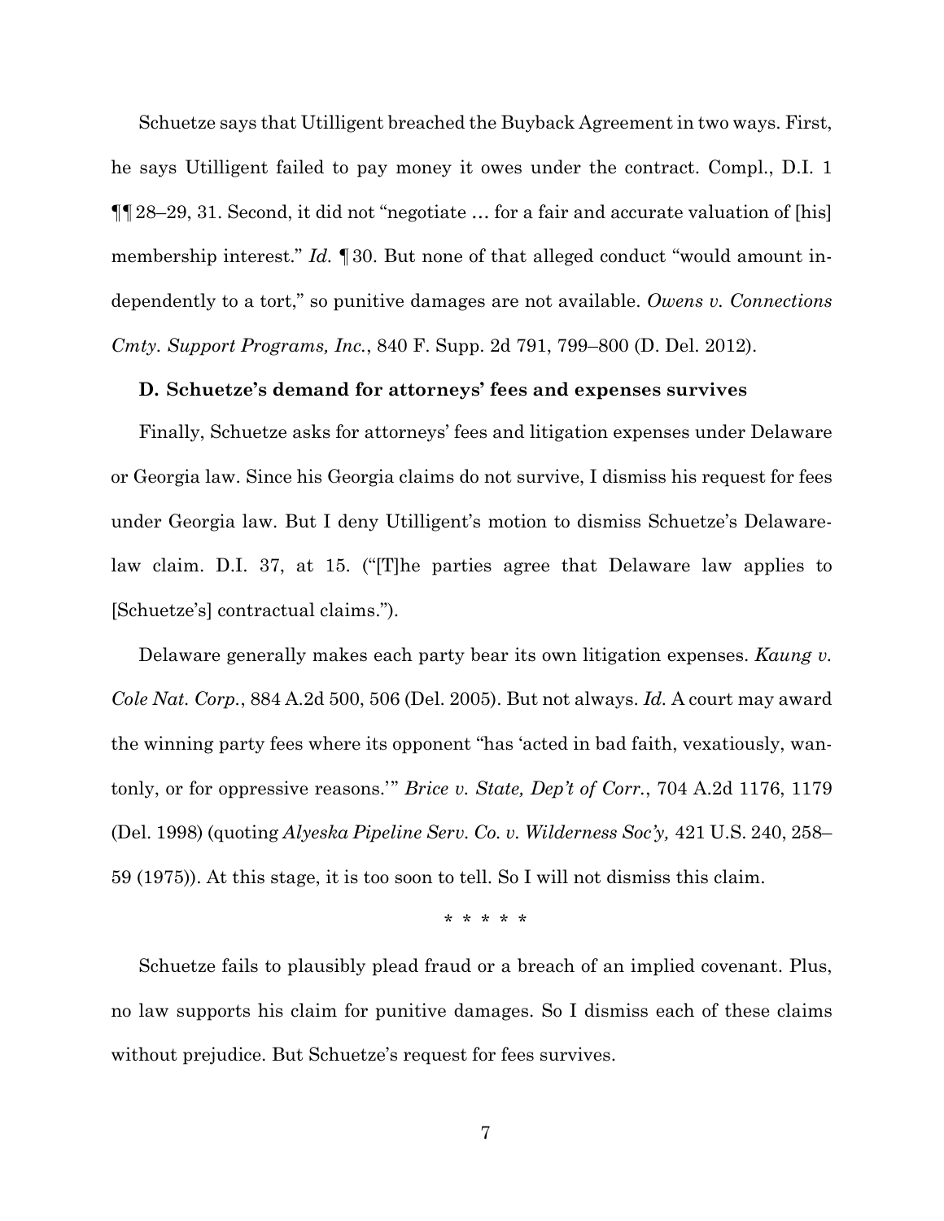Schuetze says that Utilligent breached the Buyback Agreement in two ways. First, he says Utilligent failed to pay money it owes under the contract. Compl., D.I. 1 ¶¶ 28–29, 31. Second, it did not "negotiate … for a fair and accurate valuation of [his] membership interest." *Id.* ¶ 30. But none of that alleged conduct "would amount independently to a tort," so punitive damages are not available. *Owens v. Connections Cmty. Support Programs, Inc.*, 840 F. Supp. 2d 791, 799–800 (D. Del. 2012).

### D. Schuetze's demand for attorneys' fees and expenses survives

Finally, Schuetze asks for attorneys' fees and litigation expenses under Delaware or Georgia law. Since his Georgia claims do not survive, I dismiss his request for fees under Georgia law. But I deny Utilligent's motion to dismiss Schuetze's Delaware-law claim. D.I. 37, at 15. ("[T]he parties agree that Delaware law applies to [Schuetze's] contractual claims.").

Delaware generally makes each party bear its own litigation expenses. *Kaung v. Cole Nat. Corp.*, 884 A.2d 500, 506 (Del. 2005). But not always. *Id.* A court may award the winning party fees where its opponent "has 'acted in bad faith, vexatiously, wantonly, or for oppressive reasons.'" *Brice v. State, Dep't of Corr.*, 704 A.2d 1176, 1179 (Del. 1998) (quoting *Alyeska Pipeline Serv. Co. v. Wilderness Soc'y,* 421 U.S. 240, 258–59 (1975)). At this stage, it is too soon to tell. So I will not dismiss this claim.

\* \* \* \* \*

Schuetze fails to plausibly plead fraud or a breach of an implied covenant. Plus, no law supports his claim for punitive damages. So I dismiss each of these claims without prejudice. But Schuetze's request for fees survives.